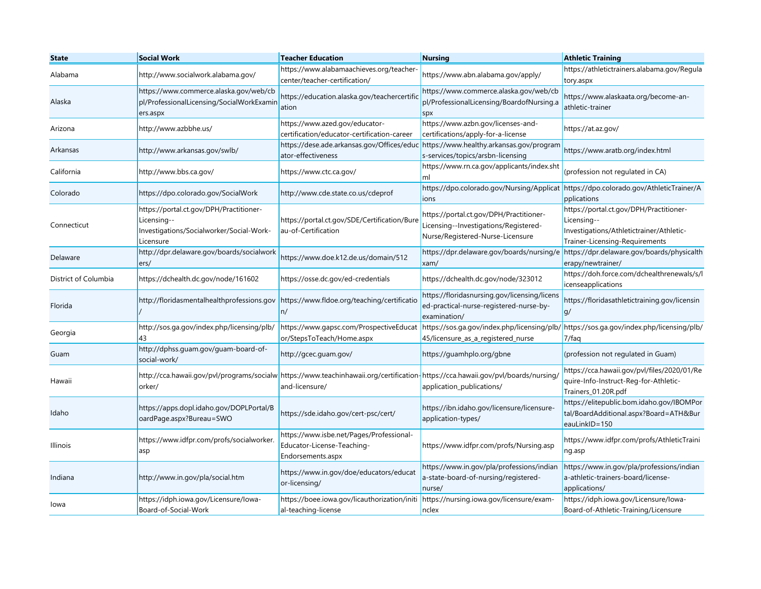| State | Social Work | Teacher Education | Nursing | Athletic Training |
|---|---|---|---|---|
| Alabama | http://www.socialwork.alabama.gov/ | https://www.alabamaachieves.org/teacher-center/teacher-certification/ | https://www.abn.alabama.gov/apply/ | https://athletictrainers.alabama.gov/Regulatory.aspx |
| Alaska | https://www.commerce.alaska.gov/web/cbpl/ProfessionalLicensing/SocialWorkExaminers.aspx | https://education.alaska.gov/teachercertification | https://www.commerce.alaska.gov/web/cbpl/ProfessionalLicensing/BoardofNursing.aspx | https://www.alaskaata.org/become-an-athletic-trainer |
| Arizona | http://www.azbbhe.us/ | https://www.azed.gov/educator-certification/educator-certification-career | https://www.azbn.gov/licenses-and-certifications/apply-for-a-license | https://at.az.gov/ |
| Arkansas | http://www.arkansas.gov/swlb/ | https://dese.ade.arkansas.gov/Offices/educator-effectiveness | https://www.healthy.arkansas.gov/programs-services/topics/arsbn-licensing | https://www.aratb.org/index.html |
| California | http://www.bbs.ca.gov/ | https://www.ctc.ca.gov/ | https://www.rn.ca.gov/applicants/index.shtml | (profession not regulated in CA) |
| Colorado | https://dpo.colorado.gov/SocialWork | http://www.cde.state.co.us/cdeprof | https://dpo.colorado.gov/Nursing/Applications | https://dpo.colorado.gov/AthleticTrainer/Applications |
| Connecticut | https://portal.ct.gov/DPH/Practitioner-Licensing--Investigations/Socialworker/Social-Work-Licensure | https://portal.ct.gov/SDE/Certification/Bureau-of-Certification | https://portal.ct.gov/DPH/Practitioner-Licensing--Investigations/Registered-Nurse/Registered-Nurse-Licensure | https://portal.ct.gov/DPH/Practitioner-Licensing--Investigations/Athletictrainer/Athletic-Trainer-Licensing-Requirements |
| Delaware | http://dpr.delaware.gov/boards/socialworkers/ | https://www.doe.k12.de.us/domain/512 | https://dpr.delaware.gov/boards/nursing/exam/ | https://dpr.delaware.gov/boards/physicaltherapy/newtrainer/ |
| District of Columbia | https://dchealth.dc.gov/node/161602 | https://osse.dc.gov/ed-credentials | https://dchealth.dc.gov/node/323012 | https://doh.force.com/dchealthrenewals/s/licenseapplications |
| Florida | http://floridasmentalhealthprofessions.gov/ | https://www.fldoe.org/teaching/certification/ | https://floridasnursing.gov/licensing/licensed-practical-nurse-registered-nurse-by-examination/ | https://floridasathletictraining.gov/licensing/ |
| Georgia | http://sos.ga.gov/index.php/licensing/plb/43 | https://www.gapsc.com/ProspectiveEducator/StepsToTeach/Home.aspx | https://sos.ga.gov/index.php/licensing/plb/45/licensure_as_a_registered_nurse | https://sos.ga.gov/index.php/licensing/plb/7/faq |
| Guam | http://dphss.guam.gov/guam-board-of-social-work/ | http://gcec.guam.gov/ | https://guamhplo.org/gbne | (profession not regulated in Guam) |
| Hawaii | http://cca.hawaii.gov/pvl/programs/socialworker/ | https://www.teachinhawaii.org/certification-and-licensure/ | https://cca.hawaii.gov/pvl/boards/nursing/application_publications/ | https://cca.hawaii.gov/pvl/files/2020/01/Require-Info-Instruct-Reg-for-Athletic-Trainers_01.20R.pdf |
| Idaho | https://apps.dopl.idaho.gov/DOPLPortal/BoardPage.aspx?Bureau=SWO | https://sde.idaho.gov/cert-psc/cert/ | https://ibn.idaho.gov/licensure/licensure-application-types/ | https://elitepublic.bom.idaho.gov/IBOMPortal/BoardAdditional.aspx?Board=ATH&BureauLinkID=150 |
| Illinois | https://www.idfpr.com/profs/socialworker.asp | https://www.isbe.net/Pages/Professional-Educator-License-Teaching-Endorsements.aspx | https://www.idfpr.com/profs/Nursing.asp | https://www.idfpr.com/profs/AthleticTraining.asp |
| Indiana | http://www.in.gov/pla/social.htm | https://www.in.gov/doe/educators/educator-licensing/ | https://www.in.gov/pla/professions/indiana-state-board-of-nursing/registered-nurse/ | https://www.in.gov/pla/professions/indiana-athletic-trainers-board/license-applications/ |
| Iowa | https://idph.iowa.gov/Licensure/Iowa-Board-of-Social-Work | https://boee.iowa.gov/licauthorization/initial-teaching-license | https://nursing.iowa.gov/licensure/exam-nclex | https://idph.iowa.gov/Licensure/Iowa-Board-of-Athletic-Training/Licensure |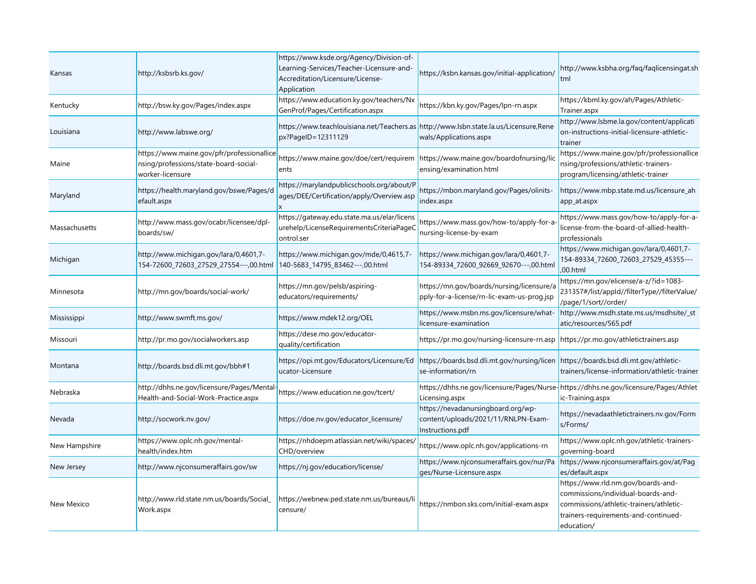| | | | | |
|---|---|---|---|---|
| Kansas | http://ksbsrb.ks.gov/ | https://www.ksde.org/Agency/Division-of-Learning-Services/Teacher-Licensure-and-Accreditation/Licensure/License-Application | https://ksbn.kansas.gov/initial-application/ | http://www.ksbha.org/faq/faqlicensingat.shtml |
| Kentucky | http://bsw.ky.gov/Pages/index.aspx | https://www.education.ky.gov/teachers/NxGenProf/Pages/Certification.aspx | https://kbn.ky.gov/Pages/lpn-rn.aspx | https://kbml.ky.gov/ah/Pages/Athletic-Trainer.aspx |
| Louisiana | http://www.labswe.org/ | https://www.teachlouisiana.net/Teachers.aspx?PageID=12311129 | http://www.lsbn.state.la.us/Licensure,Renewals/Applications.aspx | http://www.lsbme.la.gov/content/application-instructions-initial-licensure-athletic-trainer |
| Maine | https://www.maine.gov/pfr/professionallicensing/professions/state-board-social-worker-licensure | https://www.maine.gov/doe/cert/requirements | https://www.maine.gov/boardofnursing/licensing/examination.html | https://www.maine.gov/pfr/professionallicensing/professions/athletic-trainers-program/licensing/athletic-trainer |
| Maryland | https://health.maryland.gov/bswe/Pages/default.aspx | https://marylandpublicschools.org/about/Pages/DEE/Certification/apply/Overview.aspx | https://mbon.maryland.gov/Pages/olinits-index.aspx | https://www.mbp.state.md.us/licensure_ahapp_at.aspx |
| Massachusetts | http://www.mass.gov/ocabr/licensee/dpl-boards/sw/ | https://gateway.edu.state.ma.us/elar/licensurehelp/LicenseRequirementsCriteriaPageControl.ser | https://www.mass.gov/how-to/apply-for-a-nursing-license-by-exam | https://www.mass.gov/how-to/apply-for-a-license-from-the-board-of-allied-health-professionals |
| Michigan | http://www.michigan.gov/lara/0,4601,7-154-72600_72603_27529_27554---,00.html | https://www.michigan.gov/mde/0,4615,7-140-5683_14795_83462---,00.html | https://www.michigan.gov/lara/0,4601,7-154-89334_72600_92669_92670---,00.html | https://www.michigan.gov/lara/0,4601,7-154-89334_72600_72603_27529_45355---,00.html |
| Minnesota | http://mn.gov/boards/social-work/ | https://mn.gov/pelsb/aspiring-educators/requirements/ | https://mn.gov/boards/nursing/licensure/apply-for-a-license/rn-lic-exam-us-prog.jsp | https://mn.gov/elicense/a-z/?id=1083-231357#/list/appId//filterType//filterValue//page/1/sort//order/ |
| Mississippi | http://www.swmft.ms.gov/ | https://www.mdek12.org/OEL | https://www.msbn.ms.gov/licensure/what-licensure-examination | http://www.msdh.state.ms.us/msdhsite/_static/resources/565.pdf |
| Missouri | http://pr.mo.gov/socialworkers.asp | https://dese.mo.gov/educator-quality/certification | https://pr.mo.gov/nursing-licensure-rn.asp | https://pr.mo.gov/athletictrainers.asp |
| Montana | http://boards.bsd.dli.mt.gov/bbh#1 | https://opi.mt.gov/Educators/Licensure/Educator-Licensure | https://boards.bsd.dli.mt.gov/nursing/license-information/rn | https://boards.bsd.dli.mt.gov/athletic-trainers/license-information/athletic-trainer |
| Nebraska | http://dhhs.ne.gov/licensure/Pages/Mental-Health-and-Social-Work-Practice.aspx | https://www.education.ne.gov/tcert/ | https://dhhs.ne.gov/licensure/Pages/Nurse-Licensing.aspx | https://dhhs.ne.gov/licensure/Pages/Athletic-Training.aspx |
| Nevada | http://socwork.nv.gov/ | https://doe.nv.gov/educator_licensure/ | https://nevadanursingboard.org/wp-content/uploads/2021/11/RNLPN-Exam-Instructions.pdf | https://nevadaathletictrainers.nv.gov/Forms/Forms/ |
| New Hampshire | https://www.oplc.nh.gov/mental-health/index.htm | https://nhdoepm.atlassian.net/wiki/spaces/CHD/overview | https://www.oplc.nh.gov/applications-rn | https://www.oplc.nh.gov/athletic-trainers-governing-board |
| New Jersey | http://www.njconsumeraffairs.gov/sw | https://nj.gov/education/license/ | https://www.njconsumeraffairs.gov/nur/Pages/Nurse-Licensure.aspx | https://www.njconsumeraffairs.gov/at/Pages/default.aspx |
| New Mexico | http://www.rld.state.nm.us/boards/Social_Work.aspx | https://webnew.ped.state.nm.us/bureaus/licensure/ | https://nmbon.sks.com/initial-exam.aspx | https://www.rld.nm.gov/boards-and-commissions/individual-boards-and-commissions/athletic-trainers/athletic-trainers-requirements-and-continued-education/ |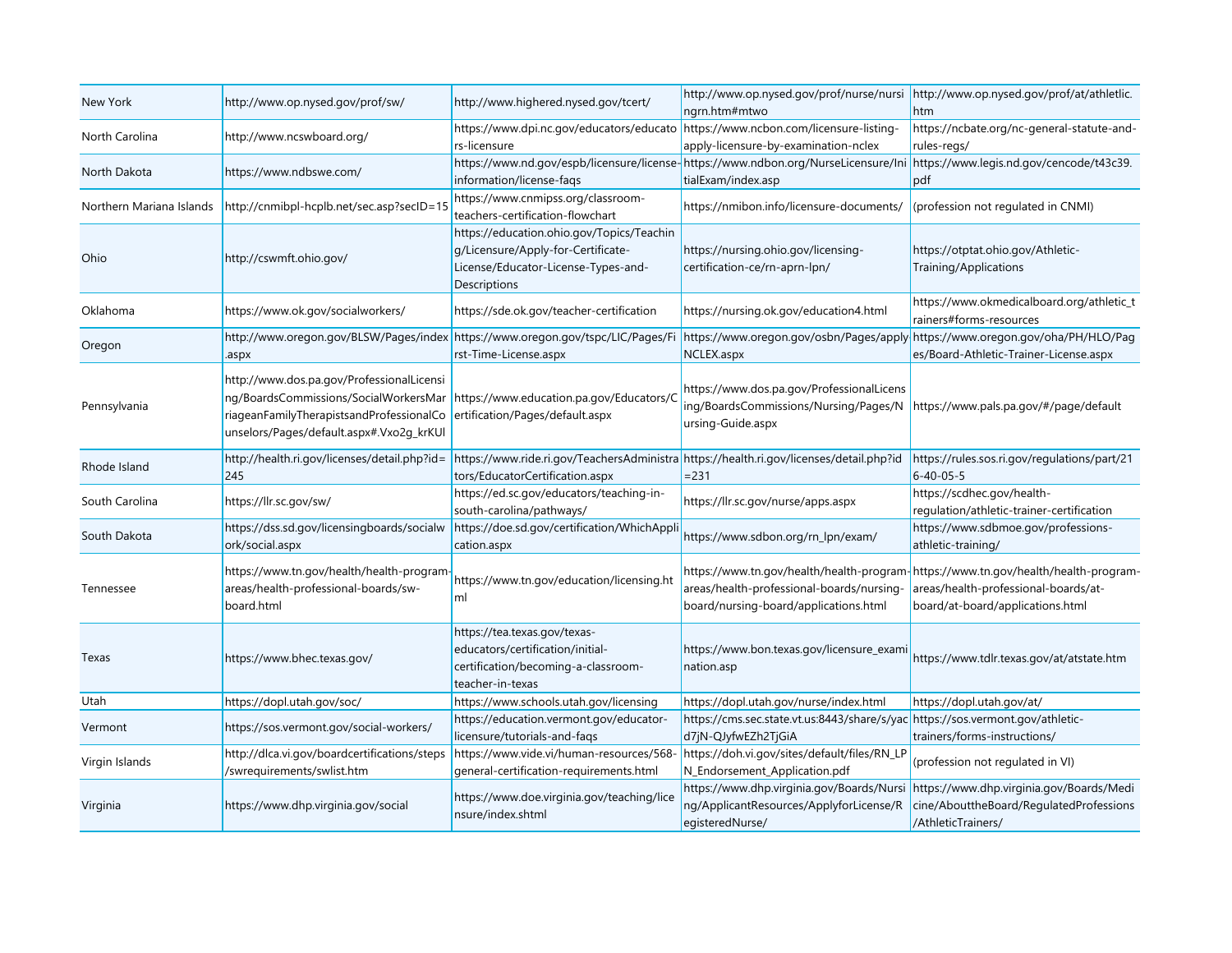| | | | | |
|---|---|---|---|---|
| New York | http://www.op.nysed.gov/prof/sw/ | http://www.highered.nysed.gov/tcert/ | http://www.op.nysed.gov/prof/nurse/nursingrn.htm#mtwo | http://www.op.nysed.gov/prof/at/athletlic.htm |
| North Carolina | http://www.ncswboard.org/ | https://www.dpi.nc.gov/educators/educators-licensure | https://www.ncbon.com/licensure-listing-apply-licensure-by-examination-nclex | https://ncbate.org/nc-general-statute-and-rules-regs/ |
| North Dakota | https://www.ndbswe.com/ | https://www.nd.gov/espb/licensure/license-information/license-faqs | https://www.ndbon.org/NurseLicensure/InitialExam/index.asp | https://www.legis.nd.gov/cencode/t43c39.pdf |
| Northern Mariana Islands | http://cnmibpl-hcplb.net/sec.asp?secID=15 | https://www.cnmipss.org/classroom-teachers-certification-flowchart | https://nmibon.info/licensure-documents/ | (profession not regulated in CNMI) |
| Ohio | http://cswmft.ohio.gov/ | https://education.ohio.gov/Topics/Teaching/Licensure/Apply-for-Certificate-License/Educator-License-Types-and-Descriptions | https://nursing.ohio.gov/licensing-certification-ce/rn-aprn-lpn/ | https://otptat.ohio.gov/Athletic-Training/Applications |
| Oklahoma | https://www.ok.gov/socialworkers/ | https://sde.ok.gov/teacher-certification | https://nursing.ok.gov/education4.html | https://www.okmedicalboard.org/athletic_trainers#forms-resources |
| Oregon | http://www.oregon.gov/BLSW/Pages/index.aspx | https://www.oregon.gov/tspc/LIC/Pages/First-Time-License.aspx | https://www.oregon.gov/osbn/Pages/applyNCLEX.aspx | https://www.oregon.gov/oha/PH/HLO/Pages/Board-Athletic-Trainer-License.aspx |
| Pennsylvania | http://www.dos.pa.gov/ProfessionalLicensing/BoardsCommissions/SocialWorkersMarriageanFamilyTherapistsandProfessionalCounselors/Pages/default.aspx#.Vxo2g_krKUl | https://www.education.pa.gov/Educators/Certification/Pages/default.aspx | https://www.dos.pa.gov/ProfessionalLicensing/BoardsCommissions/Nursing/Pages/Nursing-Guide.aspx | https://www.pals.pa.gov/#/page/default |
| Rhode Island | http://health.ri.gov/licenses/detail.php?id=245 | https://www.ride.ri.gov/TeachersAdministrators/EducatorCertification.aspx | https://health.ri.gov/licenses/detail.php?id=231 | https://rules.sos.ri.gov/regulations/part/216-40-05-5 |
| South Carolina | https://llr.sc.gov/sw/ | https://ed.sc.gov/educators/teaching-in-south-carolina/pathways/ | https://llr.sc.gov/nurse/apps.aspx | https://scdhec.gov/health-regulation/athletic-trainer-certification |
| South Dakota | https://dss.sd.gov/licensingboards/socialwork/social.aspx | https://doe.sd.gov/certification/WhichApplication.aspx | https://www.sdbon.org/rn_lpn/exam/ | https://www.sdbmoe.gov/professions-athletic-training/ |
| Tennessee | https://www.tn.gov/health/health-program-areas/health-professional-boards/sw-board.html | https://www.tn.gov/education/licensing.html | https://www.tn.gov/health/health-program-areas/health-professional-boards/nursing-board/nursing-board/applications.html | https://www.tn.gov/health/health-program-areas/health-professional-boards/at-board/applications.html |
| Texas | https://www.bhec.texas.gov/ | https://tea.texas.gov/texas-educators/certification/initial-certification/becoming-a-classroom-teacher-in-texas | https://www.bon.texas.gov/licensure_examination.asp | https://www.tdlr.texas.gov/at/atstate.htm |
| Utah | https://dopl.utah.gov/soc/ | https://www.schools.utah.gov/licensing | https://dopl.utah.gov/nurse/index.html | https://dopl.utah.gov/at/ |
| Vermont | https://sos.vermont.gov/social-workers/ | https://education.vermont.gov/educator-licensure/tutorials-and-faqs | https://cms.sec.state.vt.us:8443/share/s/yacd7jN-QJyfwEZh2TjGiA | https://sos.vermont.gov/athletic-trainers/forms-instructions/ |
| Virgin Islands | http://dlca.vi.gov/boardcertifications/steps/swrequirements/swlist.htm | https://www.vide.vi/human-resources/568-general-certification-requirements.html | https://doh.vi.gov/sites/default/files/RN_LPN_Endorsement_Application.pdf | (profession not regulated in VI) |
| Virginia | https://www.dhp.virginia.gov/social | https://www.doe.virginia.gov/teaching/licensure/index.shtml | https://www.dhp.virginia.gov/Boards/Nursing/ApplicantResources/ApplyforLicense/RegisteredNurse/ | https://www.dhp.virginia.gov/Boards/Medicine/AbouttheBoard/RegulatedProfessions/AthleticTrainers/ |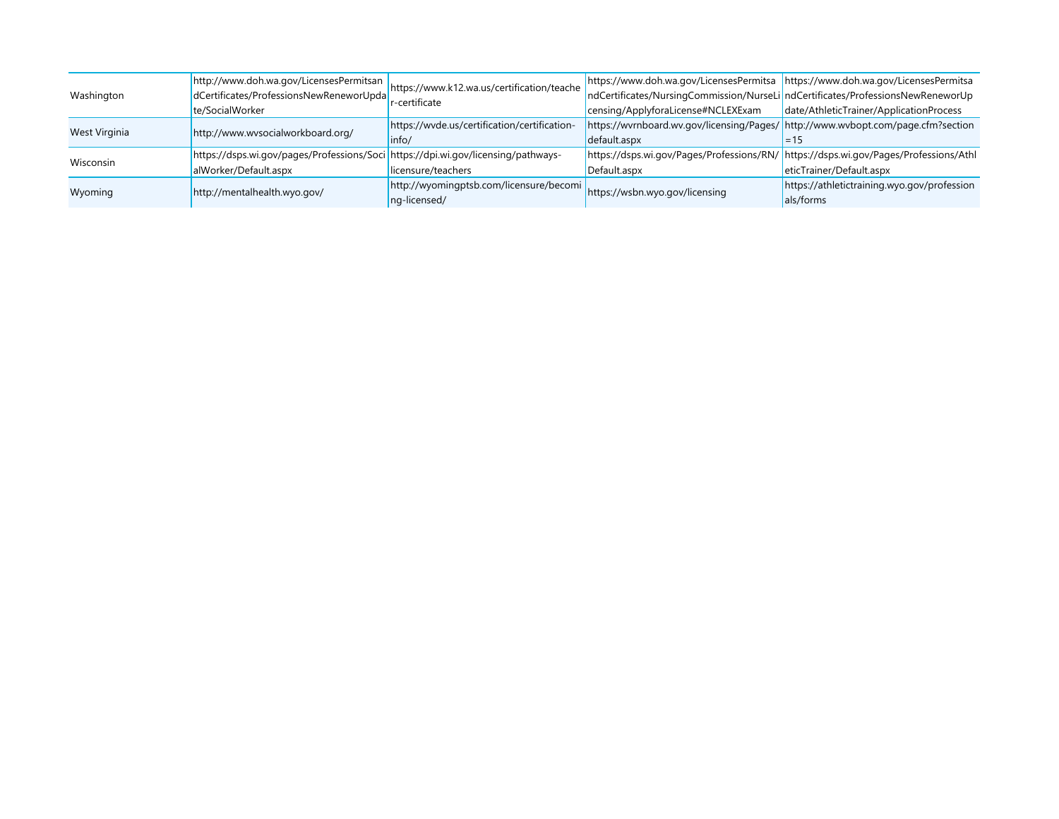| | | | | |
|---|---|---|---|---|
| Washington | http://www.doh.wa.gov/LicensesPermitsandCertificates/ProfessionsNewReneworUpdate/SocialWorker | https://www.k12.wa.us/certification/teacher-certificate | https://www.doh.wa.gov/LicensesPermitsandCertificates/NursingCommission/NurseLicensing/ApplyforaLicense#NCLEXExam | https://www.doh.wa.gov/LicensesPermitsandCertificates/ProfessionsNewReneworUpdate/AthleticTrainer/ApplicationProcess |
| West Virginia | http://www.wvsocialworkboard.org/ | https://wvde.us/certification/certification-info/ | https://wvrnboard.wv.gov/licensing/Pages/default.aspx | http://www.wvbopt.com/page.cfm?section=15 |
| Wisconsin | https://dsps.wi.gov/pages/Professions/SocialWorker/Default.aspx | https://dpi.wi.gov/licensing/pathways-licensure/teachers | https://dsps.wi.gov/Pages/Professions/RN/Default.aspx | https://dsps.wi.gov/Pages/Professions/AthleticTrainer/Default.aspx |
| Wyoming | http://mentalhealth.wyo.gov/ | http://wyomingptsb.com/licensure/becoming-licensed/ | https://wsbn.wyo.gov/licensing | https://athletictraining.wyo.gov/professionals/forms |